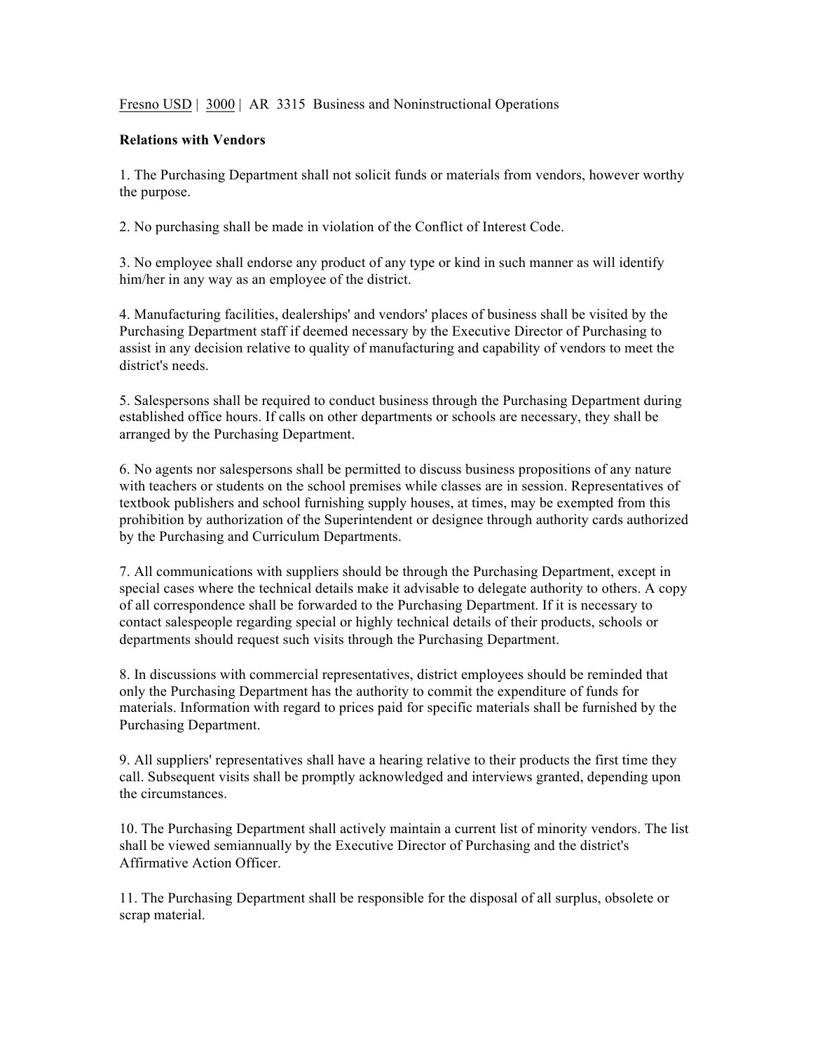Fresno USD | 3000 | AR 3315 Business and Noninstructional Operations

**Relations with Vendors**

1. The Purchasing Department shall not solicit funds or materials from vendors, however worthy the purpose.

2. No purchasing shall be made in violation of the Conflict of Interest Code.

3. No employee shall endorse any product of any type or kind in such manner as will identify him/her in any way as an employee of the district.

4. Manufacturing facilities, dealerships' and vendors' places of business shall be visited by the Purchasing Department staff if deemed necessary by the Executive Director of Purchasing to assist in any decision relative to quality of manufacturing and capability of vendors to meet the district's needs.

5. Salespersons shall be required to conduct business through the Purchasing Department during established office hours. If calls on other departments or schools are necessary, they shall be arranged by the Purchasing Department.

6. No agents nor salespersons shall be permitted to discuss business propositions of any nature with teachers or students on the school premises while classes are in session. Representatives of textbook publishers and school furnishing supply houses, at times, may be exempted from this prohibition by authorization of the Superintendent or designee through authority cards authorized by the Purchasing and Curriculum Departments.

7. All communications with suppliers should be through the Purchasing Department, except in special cases where the technical details make it advisable to delegate authority to others. A copy of all correspondence shall be forwarded to the Purchasing Department. If it is necessary to contact salespeople regarding special or highly technical details of their products, schools or departments should request such visits through the Purchasing Department.

8. In discussions with commercial representatives, district employees should be reminded that only the Purchasing Department has the authority to commit the expenditure of funds for materials. Information with regard to prices paid for specific materials shall be furnished by the Purchasing Department.

9. All suppliers' representatives shall have a hearing relative to their products the first time they call. Subsequent visits shall be promptly acknowledged and interviews granted, depending upon the circumstances.

10. The Purchasing Department shall actively maintain a current list of minority vendors. The list shall be viewed semiannually by the Executive Director of Purchasing and the district's Affirmative Action Officer.

11. The Purchasing Department shall be responsible for the disposal of all surplus, obsolete or scrap material.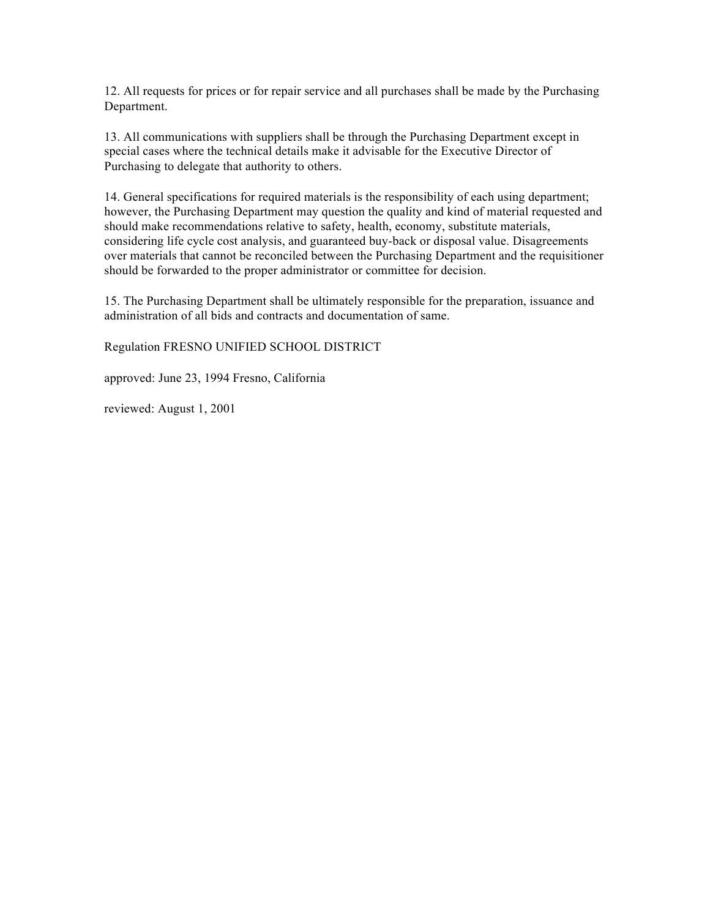12. All requests for prices or for repair service and all purchases shall be made by the Purchasing Department.

13. All communications with suppliers shall be through the Purchasing Department except in special cases where the technical details make it advisable for the Executive Director of Purchasing to delegate that authority to others.

14. General specifications for required materials is the responsibility of each using department; however, the Purchasing Department may question the quality and kind of material requested and should make recommendations relative to safety, health, economy, substitute materials, considering life cycle cost analysis, and guaranteed buy-back or disposal value. Disagreements over materials that cannot be reconciled between the Purchasing Department and the requisitioner should be forwarded to the proper administrator or committee for decision.

15. The Purchasing Department shall be ultimately responsible for the preparation, issuance and administration of all bids and contracts and documentation of same.

Regulation FRESNO UNIFIED SCHOOL DISTRICT

approved: June 23, 1994 Fresno, California

reviewed: August 1, 2001